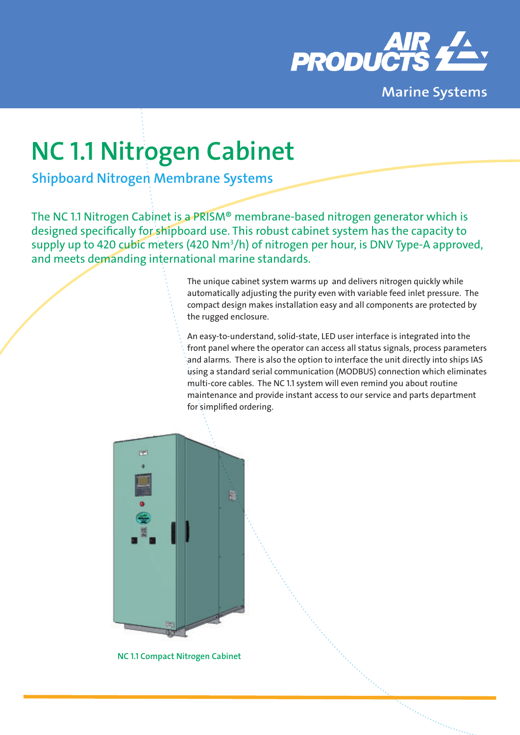AIR PRODUCTS

Marine Systems

# NC 1.1 Nitrogen Cabinet

## Shipboard Nitrogen Membrane Systems

The NC 1.1 Nitrogen Cabinet is a PRISM® membrane-based nitrogen generator which is designed specifically for shipboard use. This robust cabinet system has the capacity to supply up to 420 cubic meters (420 $Nm^3/h$) of nitrogen per hour, is DNV Type-A approved, and meets demanding international marine standards.

The unique cabinet system warms up and delivers nitrogen quickly while automatically adjusting the purity even with variable feed inlet pressure. The compact design makes installation easy and all components are protected by the rugged enclosure.

An easy-to-understand, solid-state, LED user interface is integrated into the front panel where the operator can access all status signals, process parameters and alarms. There is also the option to interface the unit directly into ships IAS using a standard serial communication (MODBUS) connection which eliminates multi-core cables. The NC 1.1 system will even remind you about routine maintenance and provide instant access to our service and parts department for simplified ordering.

NC 1.1 Compact Nitrogen Cabinet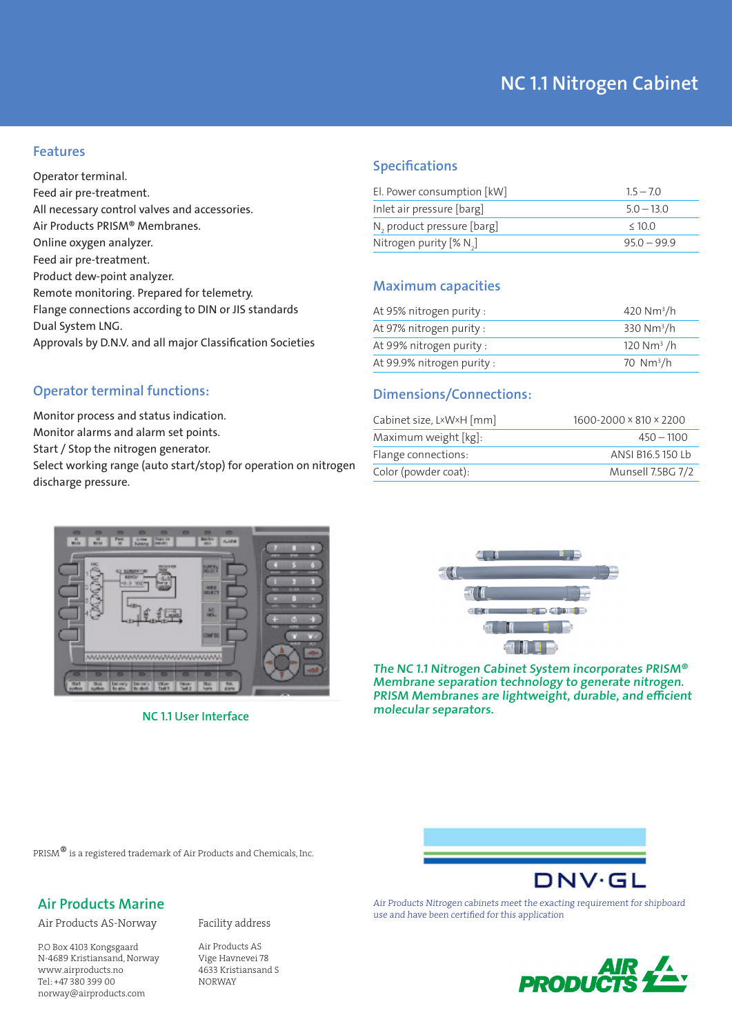# NC 1.1 Nitrogen Cabinet

## Features

Operator terminal.
Feed air pre-treatment.
All necessary control valves and accessories.
Air Products PRISM® Membranes.
Online oxygen analyzer.
Feed air pre-treatment.
Product dew-point analyzer.
Remote monitoring. Prepared for telemetry.
Flange connections according to DIN or JIS standards
Dual System LNG.
Approvals by D.N.V. and all major Classification Societies

## Operator terminal functions:

Monitor process and status indication.
Monitor alarms and alarm set points.
Start / Stop the nitrogen generator.
Select working range (auto start/stop) for operation on nitrogen discharge pressure.

## Specifications

| | |
|---|---|
| El. Power consumption [kW] | 1.5 – 7.0 |
| Inlet air pressure [barg] | 5.0 – 13.0 |
| $N_2$ product pressure [barg] | ≤ 10.0 |
| Nitrogen purity [% $N_2$] | 95.0 – 99.9 |

## Maximum capacities

| | |
|---|---|
| At 95% nitrogen purity : | 420 Nm³/h |
| At 97% nitrogen purity : | 330 Nm³/h |
| At 99% nitrogen purity : | 120 Nm³ /h |
| At 99.9% nitrogen purity : | 70 Nm³/h |

## Dimensions/Connections:

| | |
|---|---|
| Cabinet size, LxWxH [mm] | 1600-2000 x 810 x 2200 |
| Maximum weight [kg]: | 450 – 1100 |
| Flange connections: | ANSI B16.5 150 Lb |
| Color (powder coat): | Munsell 7.5BG 7/2 |

NC 1.1 User Interface

*The NC 1.1 Nitrogen Cabinet System incorporates PRISM® Membrane separation technology to generate nitrogen. PRISM Membranes are lightweight, durable, and efficient molecular separators.*

PRISM® is a registered trademark of Air Products and Chemicals, Inc.

DNV·GL

*Air Products Nitrogen cabinets meet the exacting requirement for shipboard use and have been certified for this application*

## Air Products Marine

Air Products AS-Norway

P.O Box 4103 Kongsgaard
N-4689 Kristiansand, Norway
www.airproducts.no
Tel: +47 380 399 00
norway@airproducts.com

Facility address

Air Products AS
Vige Havnevei 78
4633 Kristiansand S
NORWAY

AIR PRODUCTS